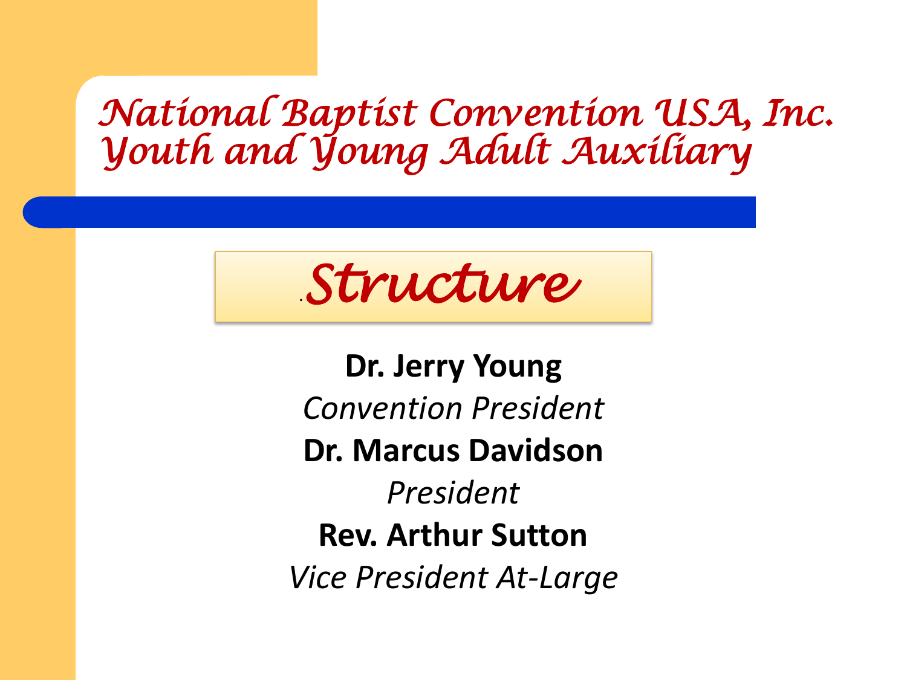# National Baptist Convention USA, Inc.
# Youth and Young Adult Auxiliary

## Structure

**Dr. Jerry Young**

*Convention President*

**Dr. Marcus Davidson**

*President*

**Rev. Arthur Sutton**

*Vice President At-Large*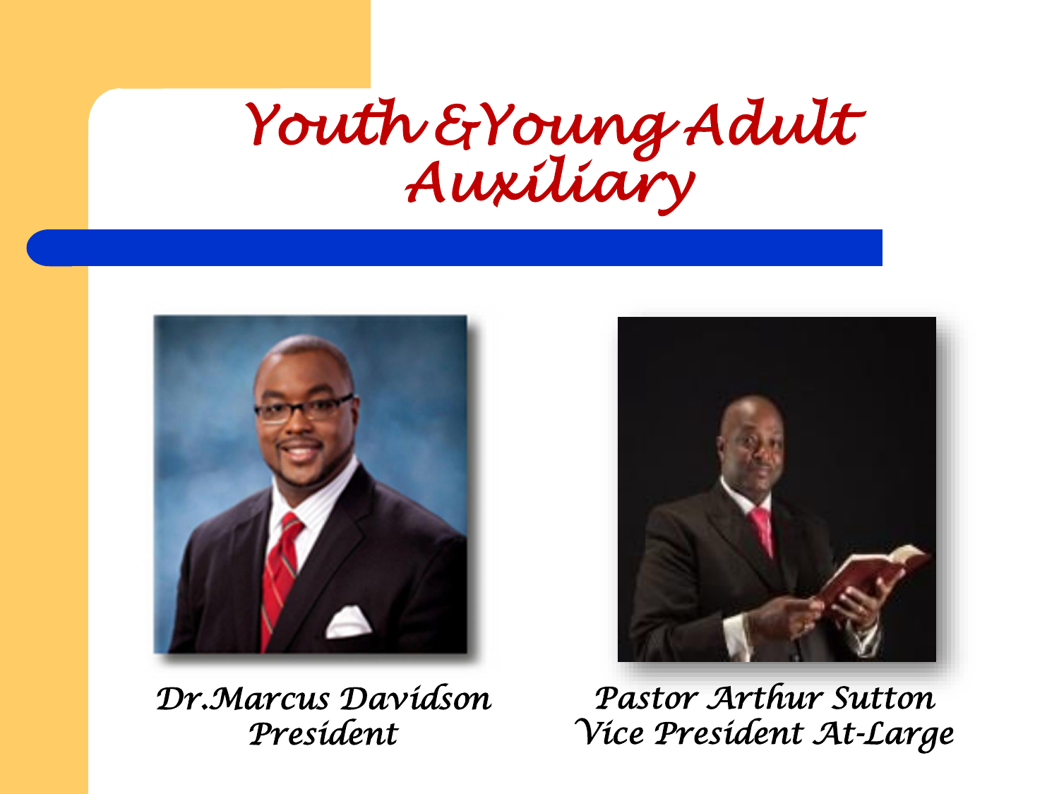# Youth &Young Adult Auxiliary

*Dr.Marcus Davidson*
*President*

*Pastor Arthur Sutton*
*Vice President At-Large*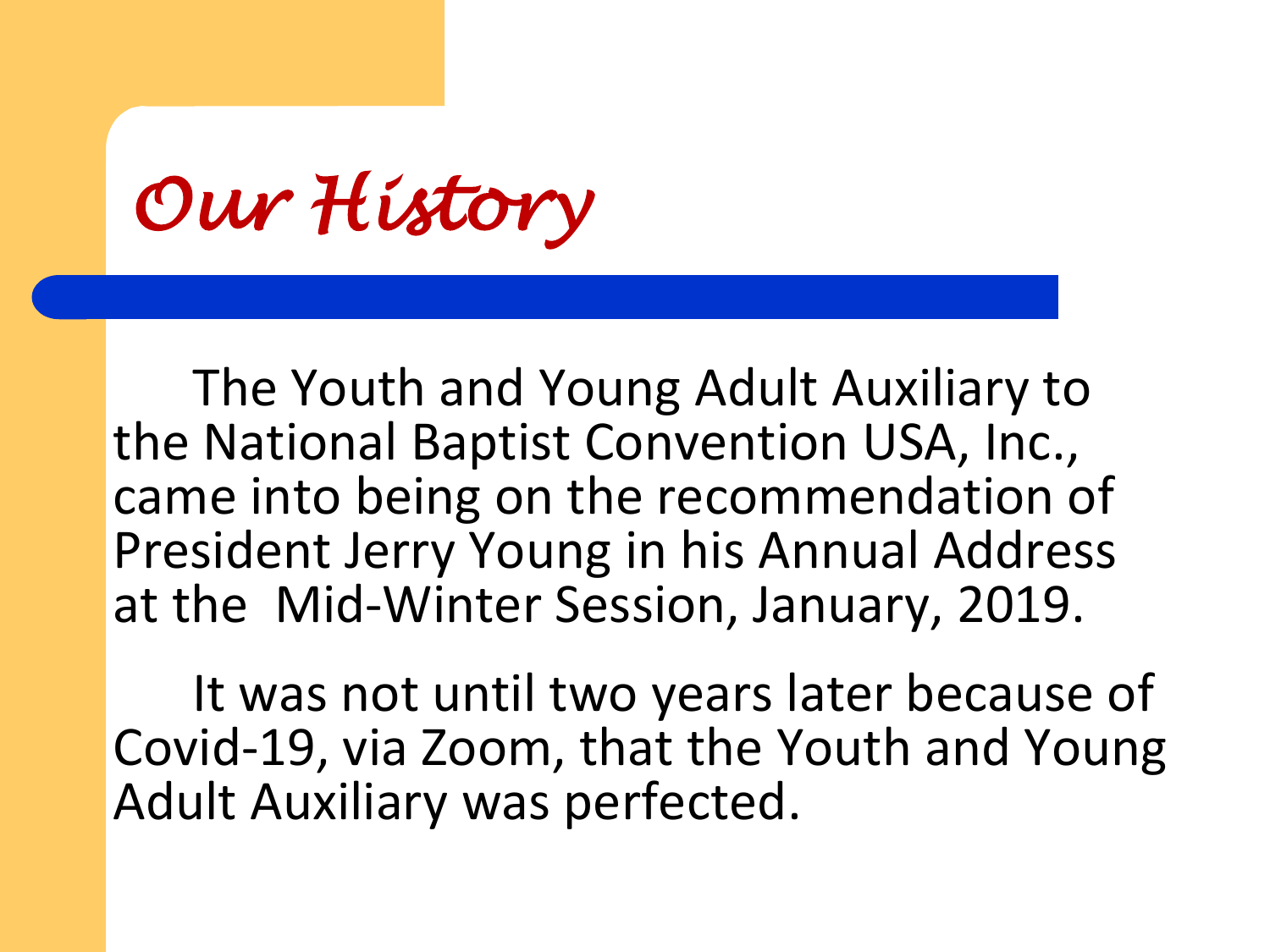# Our History

The Youth and Young Adult Auxiliary to the National Baptist Convention USA, Inc., came into being on the recommendation of President Jerry Young in his Annual Address at the Mid-Winter Session, January, 2019.

It was not until two years later because of Covid-19, via Zoom, that the Youth and Young Adult Auxiliary was perfected.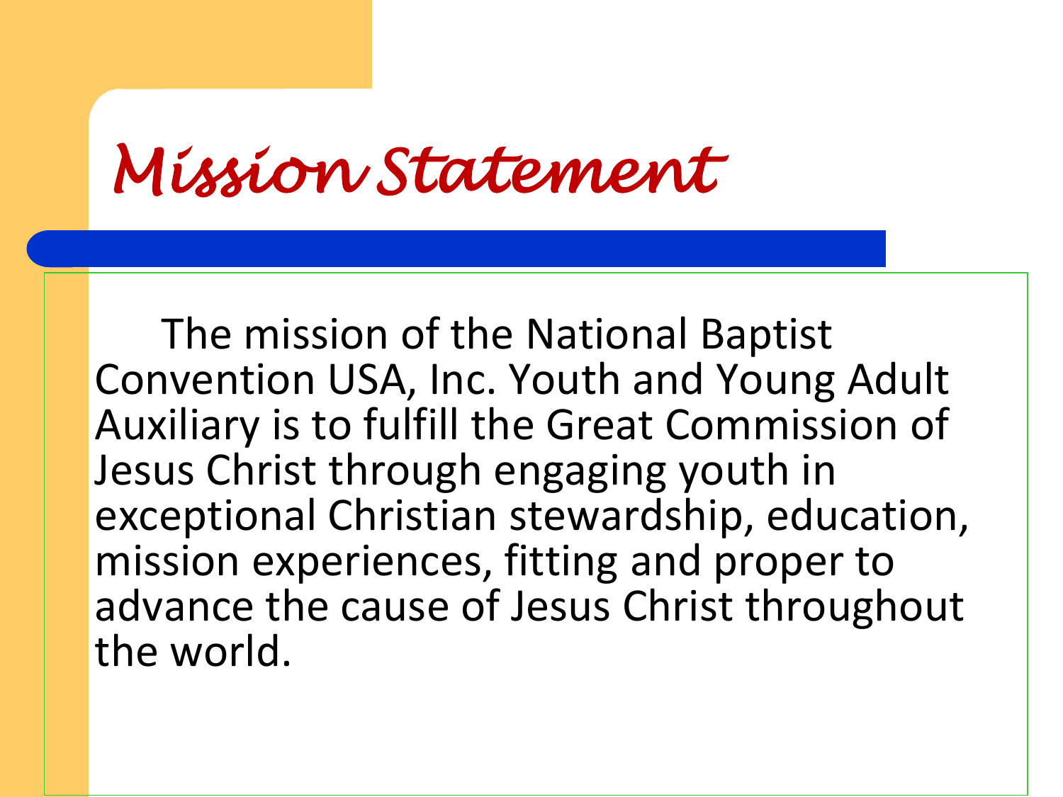# Mission Statement

The mission of the National Baptist Convention USA, Inc. Youth and Young Adult Auxiliary is to fulfill the Great Commission of Jesus Christ through engaging youth in exceptional Christian stewardship, education, mission experiences, fitting and proper to advance the cause of Jesus Christ throughout the world.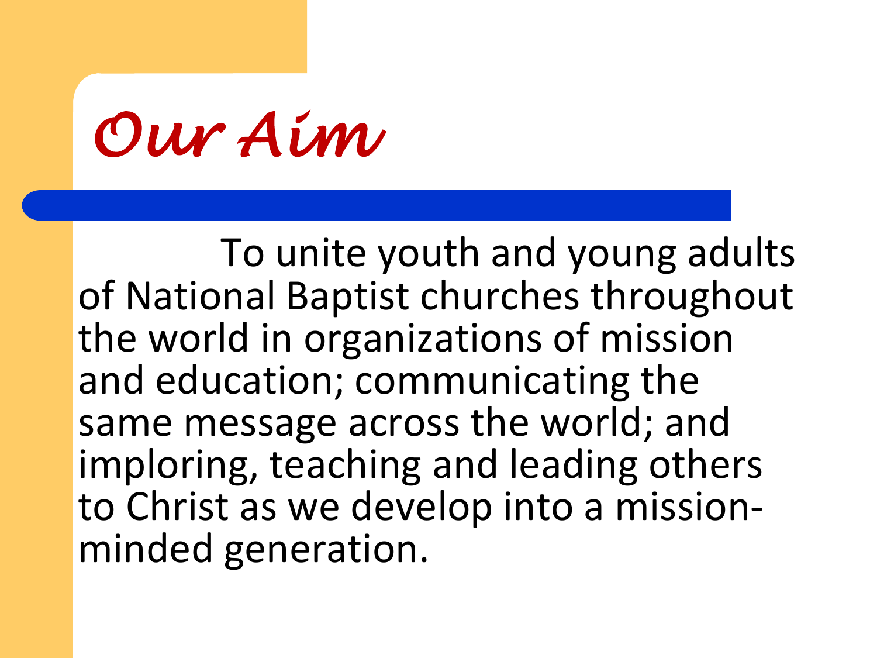# Our Aim

To unite youth and young adults of National Baptist churches throughout the world in organizations of mission and education; communicating the same message across the world; and imploring, teaching and leading others to Christ as we develop into a mission-minded generation.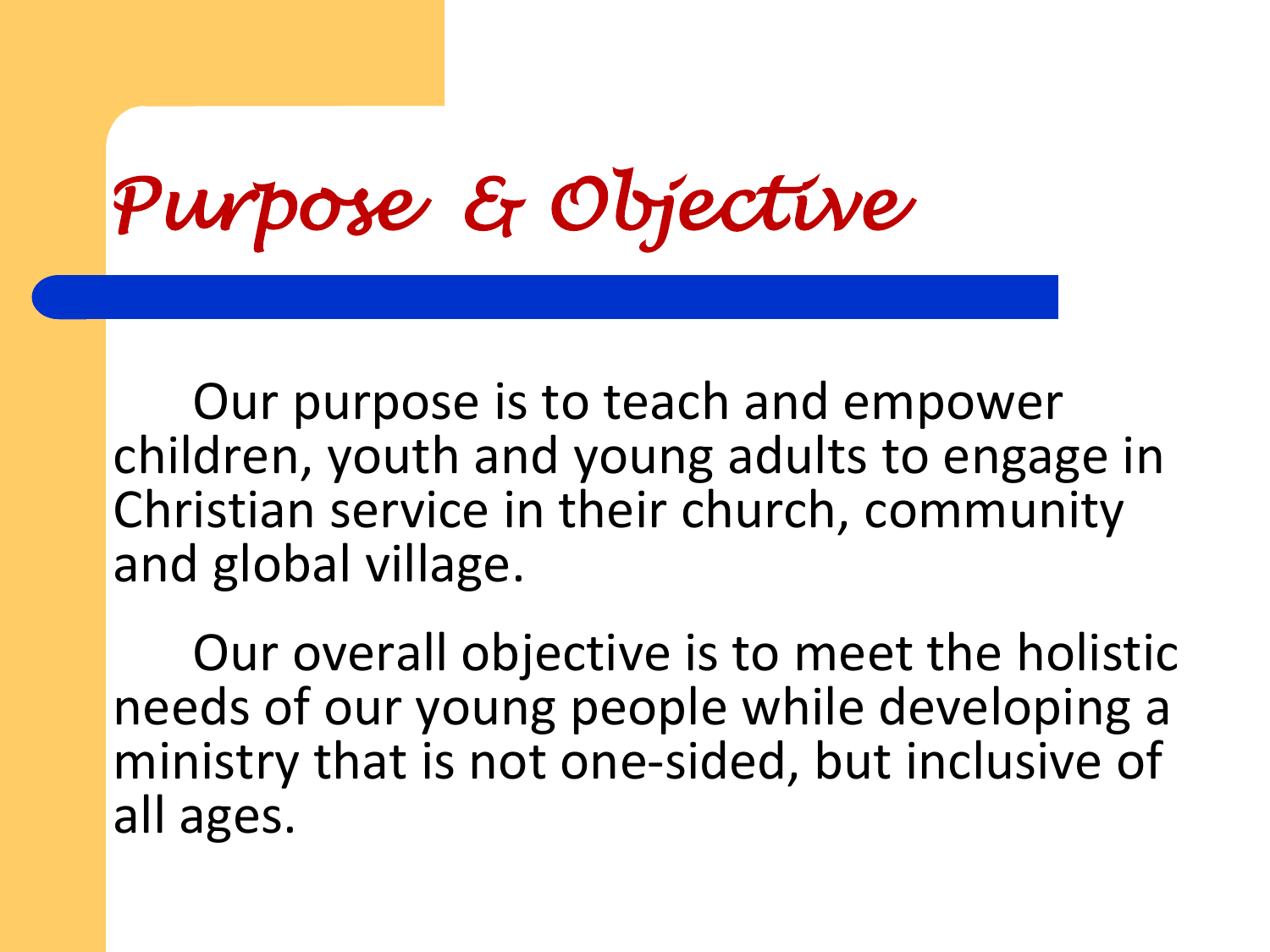# Purpose & Objective

Our purpose is to teach and empower children, youth and young adults to engage in Christian service in their church, community and global village.

Our overall objective is to meet the holistic needs of our young people while developing a ministry that is not one-sided, but inclusive of all ages.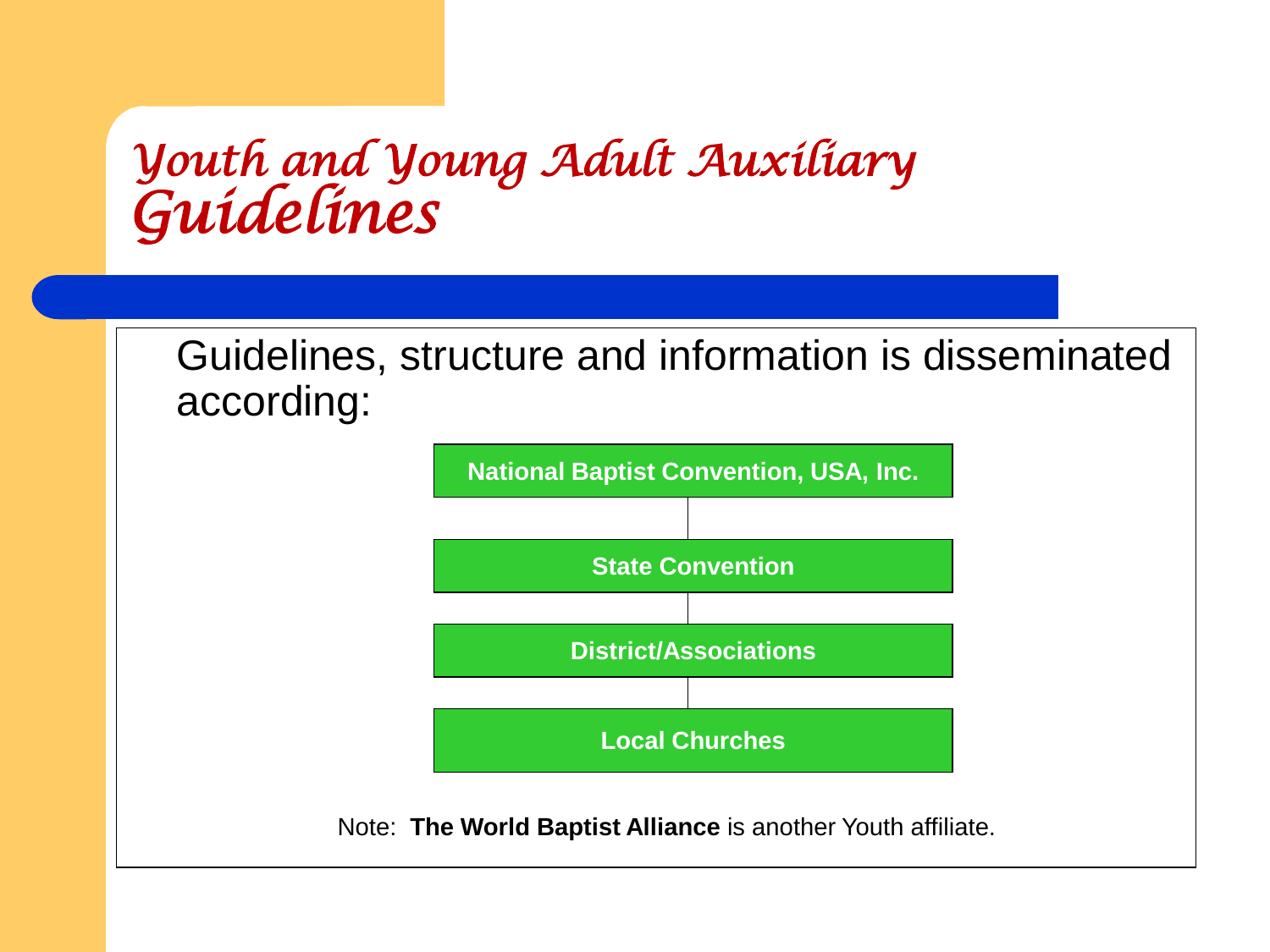# Youth and Young Adult Auxiliary Guidelines

Guidelines, structure and information is disseminated according:

**National Baptist Convention, USA, Inc.**

**State Convention**

**District/Associations**

**Local Churches**

Note: **The World Baptist Alliance** is another Youth affiliate.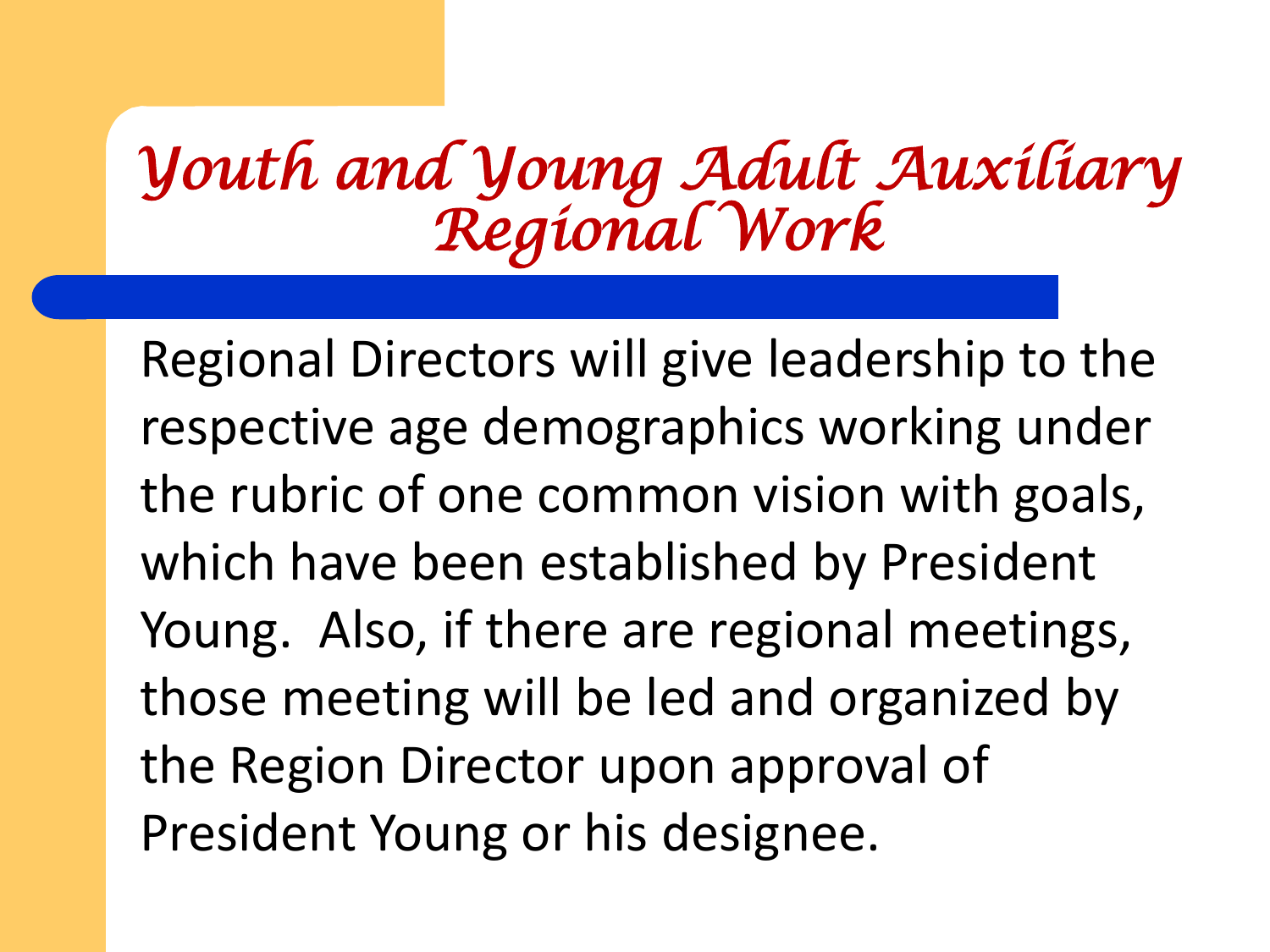# *Youth and Young Adult Auxiliary Regional Work*

Regional Directors will give leadership to the respective age demographics working under the rubric of one common vision with goals, which have been established by President Young. Also, if there are regional meetings, those meeting will be led and organized by the Region Director upon approval of President Young or his designee.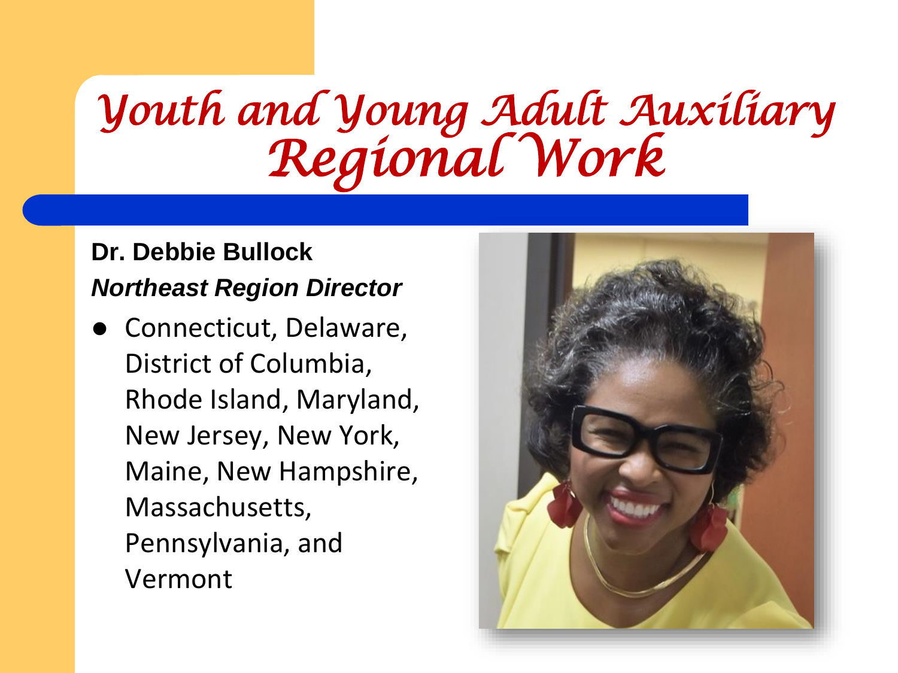# Youth and Young Adult Auxiliary Regional Work

**Dr. Debbie Bullock**

***Northeast Region Director***

- Connecticut, Delaware, District of Columbia, Rhode Island, Maryland, New Jersey, New York, Maine, New Hampshire, Massachusetts, Pennsylvania, and Vermont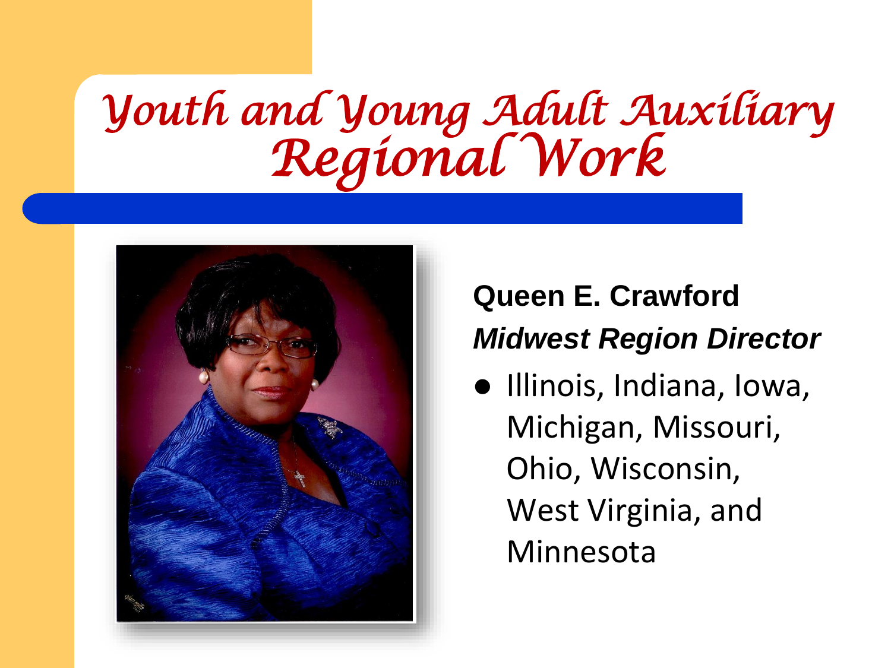# Youth and Young Adult Auxiliary Regional Work

**Queen E. Crawford**

***Midwest Region Director***

- Illinois, Indiana, Iowa, Michigan, Missouri, Ohio, Wisconsin, West Virginia, and Minnesota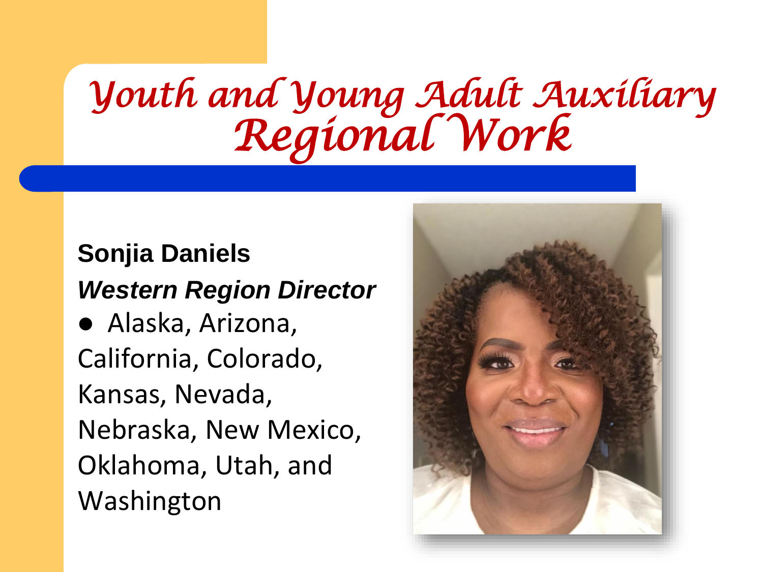# Youth and Young Adult Auxiliary Regional Work

**Sonjia Daniels**

***Western Region Director***

- Alaska, Arizona, California, Colorado, Kansas, Nevada, Nebraska, New Mexico, Oklahoma, Utah, and Washington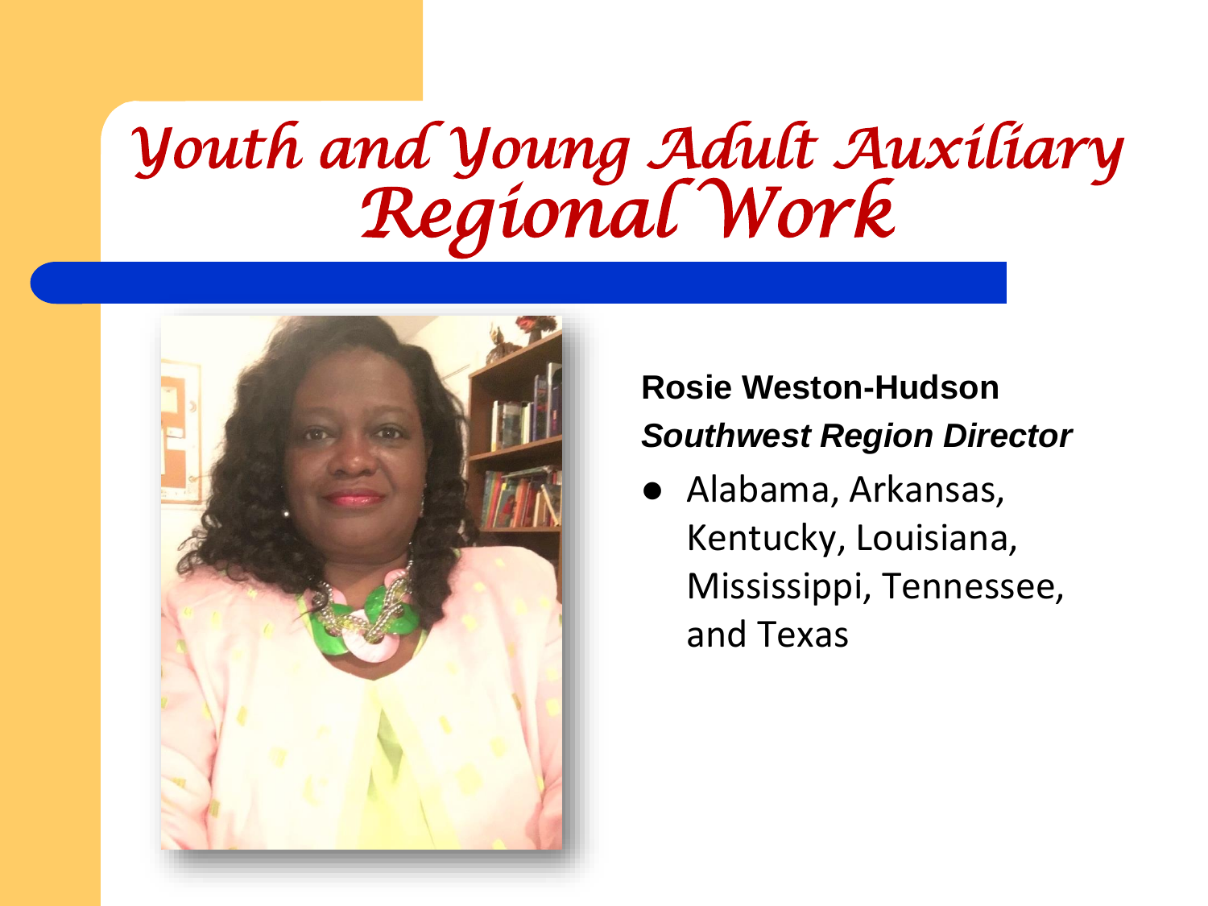# Youth and Young Adult Auxiliary Regional Work

**Rosie Weston-Hudson**

***Southwest Region Director***

- Alabama, Arkansas, Kentucky, Louisiana, Mississippi, Tennessee, and Texas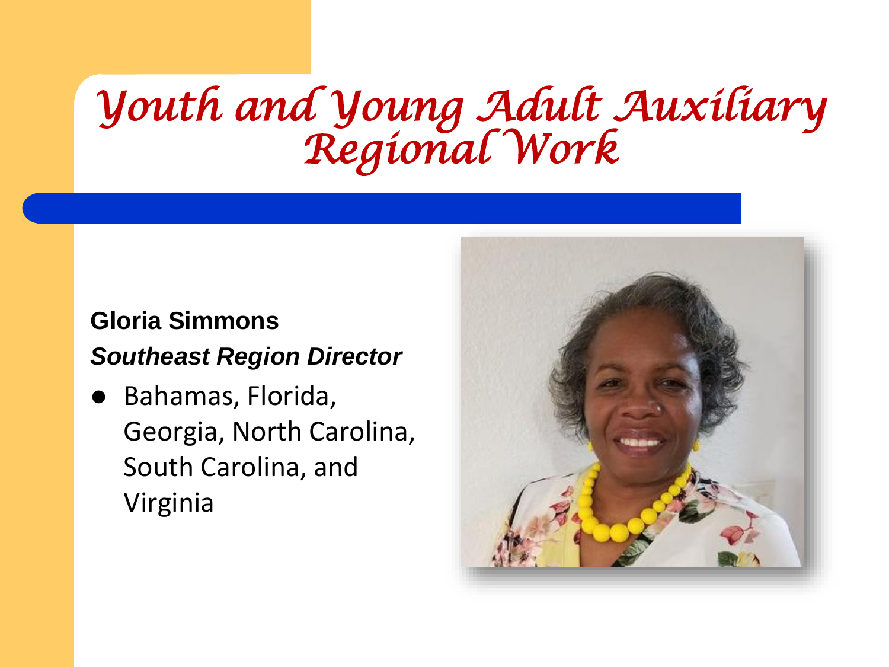# Youth and Young Adult Auxiliary Regional Work

**Gloria Simmons**

***Southeast Region Director***

- Bahamas, Florida, Georgia, North Carolina, South Carolina, and Virginia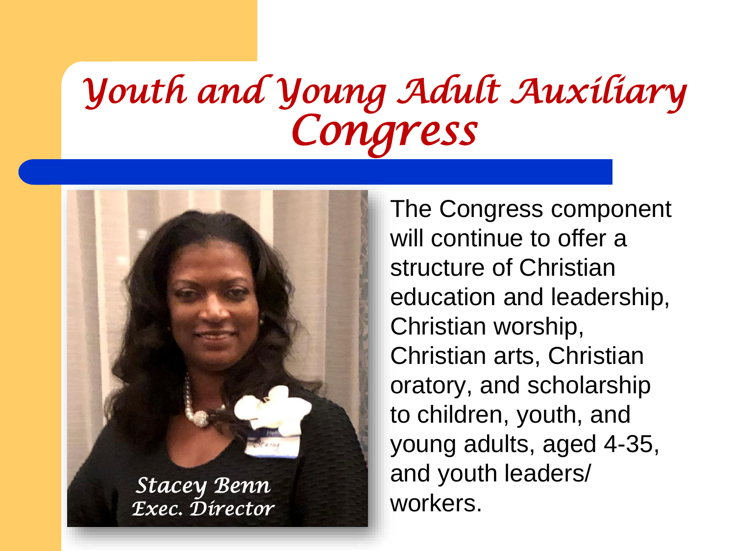# *Youth and Young Adult Auxiliary Congress*

*Stacey Benn*
*Exec. Director*

The Congress component will continue to offer a structure of Christian education and leadership, Christian worship, Christian arts, Christian oratory, and scholarship to children, youth, and young adults, aged 4-35, and youth leaders/workers.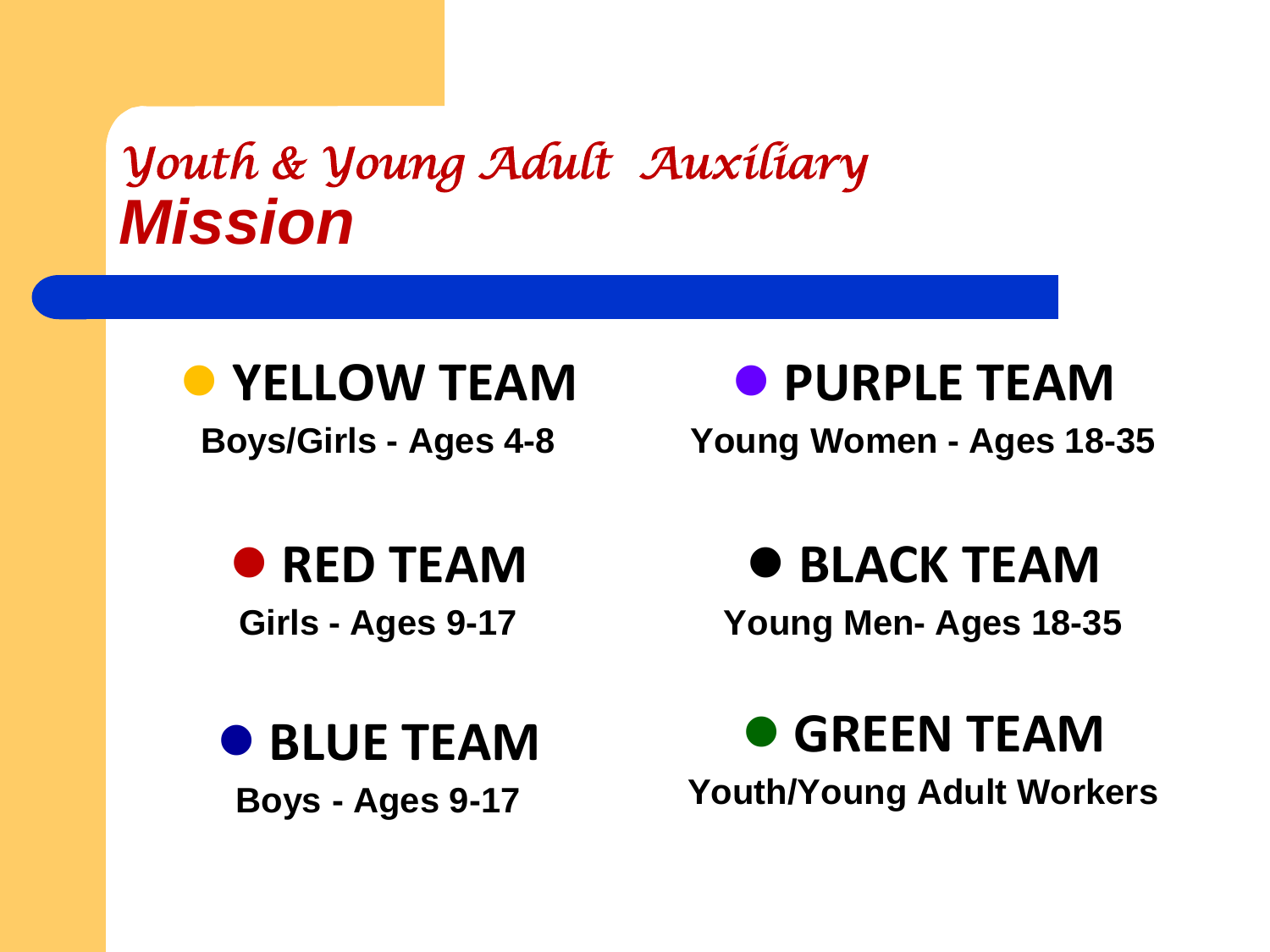# *Youth & Young Adult Auxiliary*
# ***Mission***

- **YELLOW TEAM**
  **Boys/Girls - Ages 4-8**
- **RED TEAM**
  **Girls - Ages 9-17**
- **BLUE TEAM**
  **Boys - Ages 9-17**
- **PURPLE TEAM**
  **Young Women - Ages 18-35**
- **BLACK TEAM**
  **Young Men- Ages 18-35**
- **GREEN TEAM**
  **Youth/Young Adult Workers**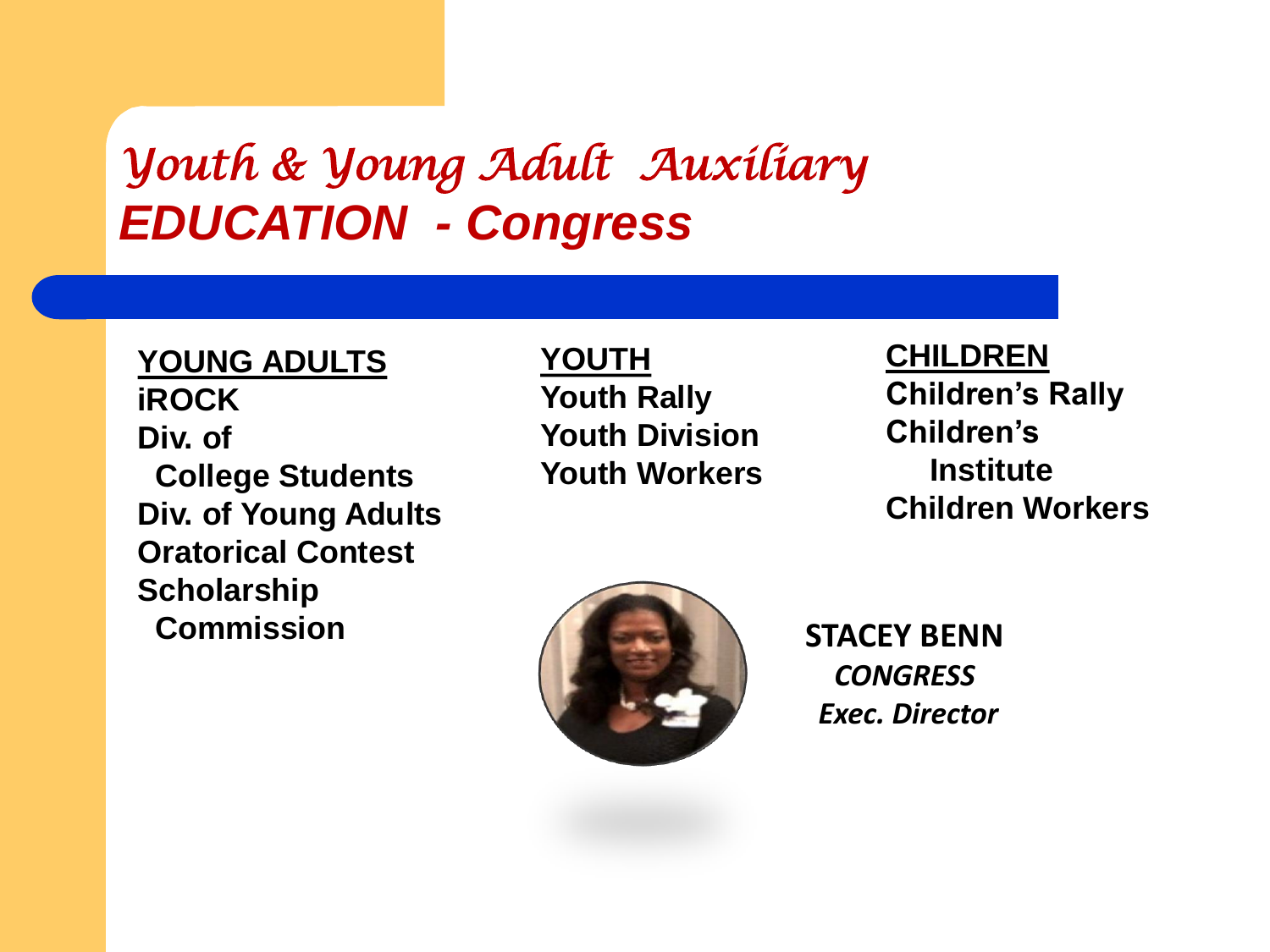# *Youth & Young Adult Auxiliary*
## *EDUCATION - Congress*

**YOUNG ADULTS**

**iROCK**
**Div. of College Students**
**Div. of Young Adults**
**Oratorical Contest**
**Scholarship Commission**

**YOUTH**

**Youth Rally**
**Youth Division**
**Youth Workers**

**CHILDREN**

**Children's Rally**
**Children's Institute**
**Children Workers**

**STACEY BENN**
***CONGRESS***
***Exec. Director***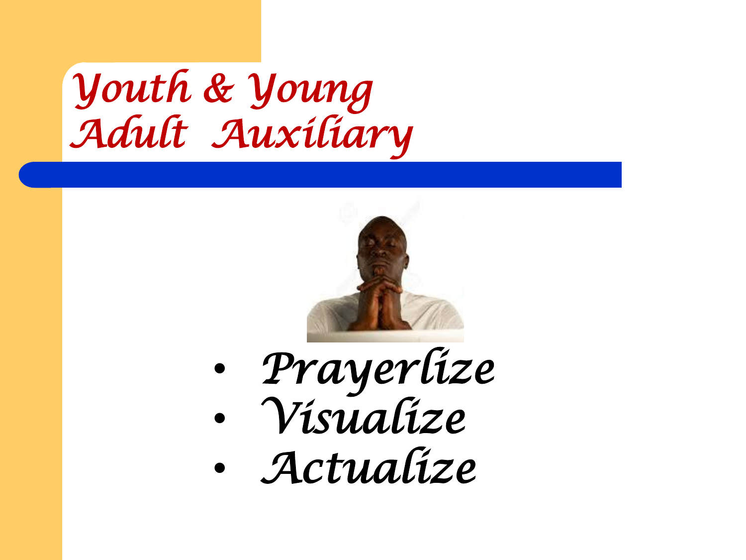# Youth & Young Adult Auxiliary

- Prayerlize
- Visualize
- Actualize